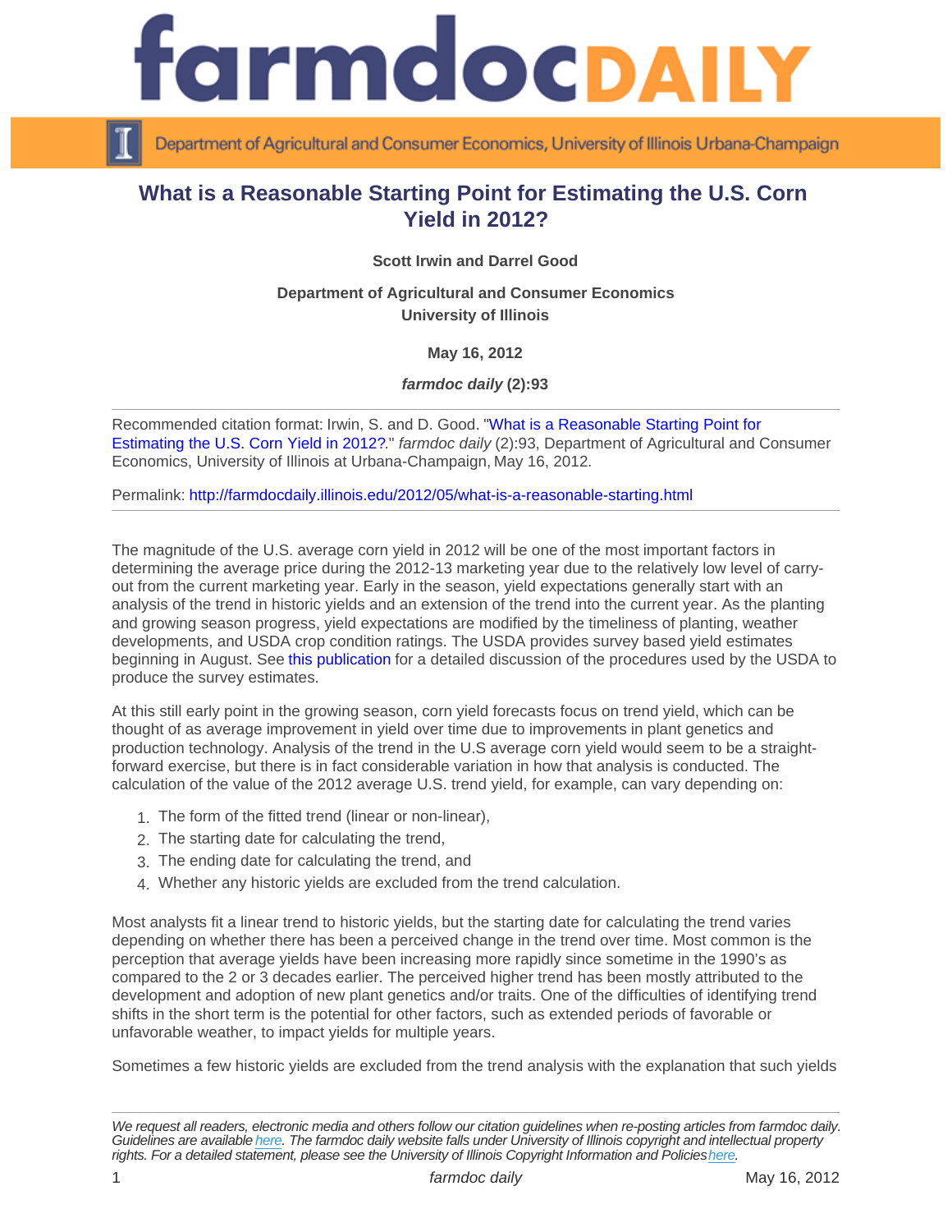# What is a Reasonable Starting Point for Estimating the U.S. Corn Yield in 2012?

**Scott Irwin and Darrel Good**

**Department of Agricultural and Consumer Economics**
**University of Illinois**

**May 16, 2012**

***farmdoc daily* (2):93**

---

Recommended citation format: Irwin, S. and D. Good. "What is a Reasonable Starting Point for Estimating the U.S. Corn Yield in 2012?." *farmdoc daily* (2):93, Department of Agricultural and Consumer Economics, University of Illinois at Urbana-Champaign, May 16, 2012.

Permalink: http://farmdocdaily.illinois.edu/2012/05/what-is-a-reasonable-starting.html

---

The magnitude of the U.S. average corn yield in 2012 will be one of the most important factors in determining the average price during the 2012-13 marketing year due to the relatively low level of carry-out from the current marketing year. Early in the season, yield expectations generally start with an analysis of the trend in historic yields and an extension of the trend into the current year. As the planting and growing season progress, yield expectations are modified by the timeliness of planting, weather developments, and USDA crop condition ratings. The USDA provides survey based yield estimates beginning in August. See this publication for a detailed discussion of the procedures used by the USDA to produce the survey estimates.

At this still early point in the growing season, corn yield forecasts focus on trend yield, which can be thought of as average improvement in yield over time due to improvements in plant genetics and production technology. Analysis of the trend in the U.S average corn yield would seem to be a straight-forward exercise, but there is in fact considerable variation in how that analysis is conducted. The calculation of the value of the 2012 average U.S. trend yield, for example, can vary depending on:

1. The form of the fitted trend (linear or non-linear),
2. The starting date for calculating the trend,
3. The ending date for calculating the trend, and
4. Whether any historic yields are excluded from the trend calculation.

Most analysts fit a linear trend to historic yields, but the starting date for calculating the trend varies depending on whether there has been a perceived change in the trend over time. Most common is the perception that average yields have been increasing more rapidly since sometime in the 1990's as compared to the 2 or 3 decades earlier. The perceived higher trend has been mostly attributed to the development and adoption of new plant genetics and/or traits. One of the difficulties of identifying trend shifts in the short term is the potential for other factors, such as extended periods of favorable or unfavorable weather, to impact yields for multiple years.

Sometimes a few historic yields are excluded from the trend analysis with the explanation that such yields

---

*We request all readers, electronic media and others follow our citation guidelines when re-posting articles from farmdoc daily. Guidelines are available here. The farmdoc daily website falls under University of Illinois copyright and intellectual property rights. For a detailed statement, please see the University of Illinois Copyright Information and Policies here.*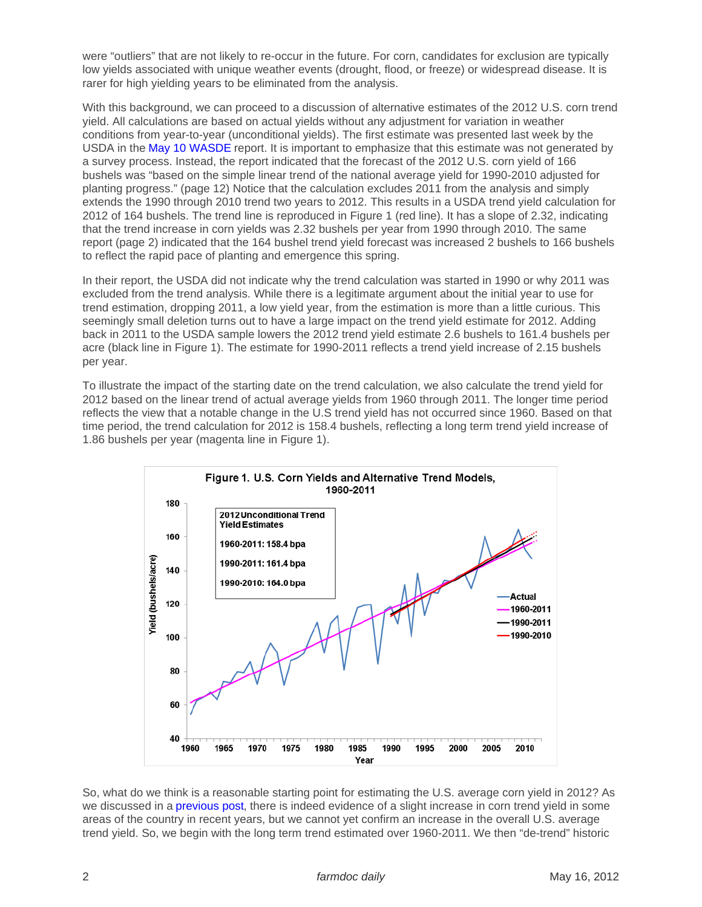were "outliers" that are not likely to re-occur in the future. For corn, candidates for exclusion are typically low yields associated with unique weather events (drought, flood, or freeze) or widespread disease. It is rarer for high yielding years to be eliminated from the analysis.

With this background, we can proceed to a discussion of alternative estimates of the 2012 U.S. corn trend yield. All calculations are based on actual yields without any adjustment for variation in weather conditions from year-to-year (unconditional yields). The first estimate was presented last week by the USDA in the May 10 WASDE report. It is important to emphasize that this estimate was not generated by a survey process. Instead, the report indicated that the forecast of the 2012 U.S. corn yield of 166 bushels was "based on the simple linear trend of the national average yield for 1990-2010 adjusted for planting progress." (page 12) Notice that the calculation excludes 2011 from the analysis and simply extends the 1990 through 2010 trend two years to 2012. This results in a USDA trend yield calculation for 2012 of 164 bushels. The trend line is reproduced in Figure 1 (red line). It has a slope of 2.32, indicating that the trend increase in corn yields was 2.32 bushels per year from 1990 through 2010. The same report (page 2) indicated that the 164 bushel trend yield forecast was increased 2 bushels to 166 bushels to reflect the rapid pace of planting and emergence this spring.

In their report, the USDA did not indicate why the trend calculation was started in 1990 or why 2011 was excluded from the trend analysis. While there is a legitimate argument about the initial year to use for trend estimation, dropping 2011, a low yield year, from the estimation is more than a little curious. This seemingly small deletion turns out to have a large impact on the trend yield estimate for 2012. Adding back in 2011 to the USDA sample lowers the 2012 trend yield estimate 2.6 bushels to 161.4 bushels per acre (black line in Figure 1). The estimate for 1990-2011 reflects a trend yield increase of 2.15 bushels per year.

To illustrate the impact of the starting date on the trend calculation, we also calculate the trend yield for 2012 based on the linear trend of actual average yields from 1960 through 2011. The longer time period reflects the view that a notable change in the U.S trend yield has not occurred since 1960. Based on that time period, the trend calculation for 2012 is 158.4 bushels, reflecting a long term trend yield increase of 1.86 bushels per year (magenta line in Figure 1).

**Figure 1. U.S. Corn Yields and Alternative Trend Models, 1960-2011**

| 2012 Unconditional Trend Yield Estimates | |
|---|---|
| 1960-2011 | 158.4 bpa |
| 1990-2011 | 161.4 bpa |
| 1990-2010 | 164.0 bpa |

So, what do we think is a reasonable starting point for estimating the U.S. average corn yield in 2012? As we discussed in a previous post, there is indeed evidence of a slight increase in corn trend yield in some areas of the country in recent years, but we cannot yet confirm an increase in the overall U.S. average trend yield. So, we begin with the long term trend estimated over 1960-2011. We then "de-trend" historic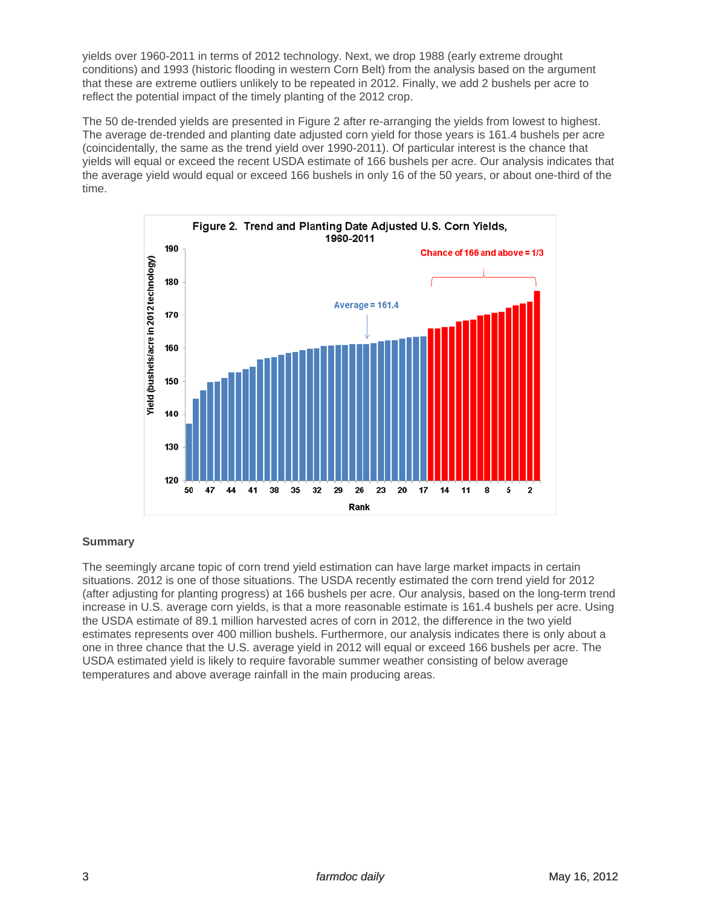yields over 1960-2011 in terms of 2012 technology. Next, we drop 1988 (early extreme drought conditions) and 1993 (historic flooding in western Corn Belt) from the analysis based on the argument that these are extreme outliers unlikely to be repeated in 2012. Finally, we add 2 bushels per acre to reflect the potential impact of the timely planting of the 2012 crop.

The 50 de-trended yields are presented in Figure 2 after re-arranging the yields from lowest to highest. The average de-trended and planting date adjusted corn yield for those years is 161.4 bushels per acre (coincidentally, the same as the trend yield over 1990-2011). Of particular interest is the chance that yields will equal or exceed the recent USDA estimate of 166 bushels per acre. Our analysis indicates that the average yield would equal or exceed 166 bushels in only 16 of the 50 years, or about one-third of the time.

Figure 2. Trend and Planting Date Adjusted U.S. Corn Yields, 1960-2011

Yield (bushels/acre in 2012 technology)

190
180
170
160
150
140
130
120

Chance of 166 and above = 1/3

Average = 161.4

50 47 44 41 38 35 32 29 26 23 20 17 14 11 8 5 2

Rank

## Summary

The seemingly arcane topic of corn trend yield estimation can have large market impacts in certain situations. 2012 is one of those situations. The USDA recently estimated the corn trend yield for 2012 (after adjusting for planting progress) at 166 bushels per acre. Our analysis, based on the long-term trend increase in U.S. average corn yields, is that a more reasonable estimate is 161.4 bushels per acre. Using the USDA estimate of 89.1 million harvested acres of corn in 2012, the difference in the two yield estimates represents over 400 million bushels. Furthermore, our analysis indicates there is only about a one in three chance that the U.S. average yield in 2012 will equal or exceed 166 bushels per acre. The USDA estimated yield is likely to require favorable summer weather consisting of below average temperatures and above average rainfall in the main producing areas.